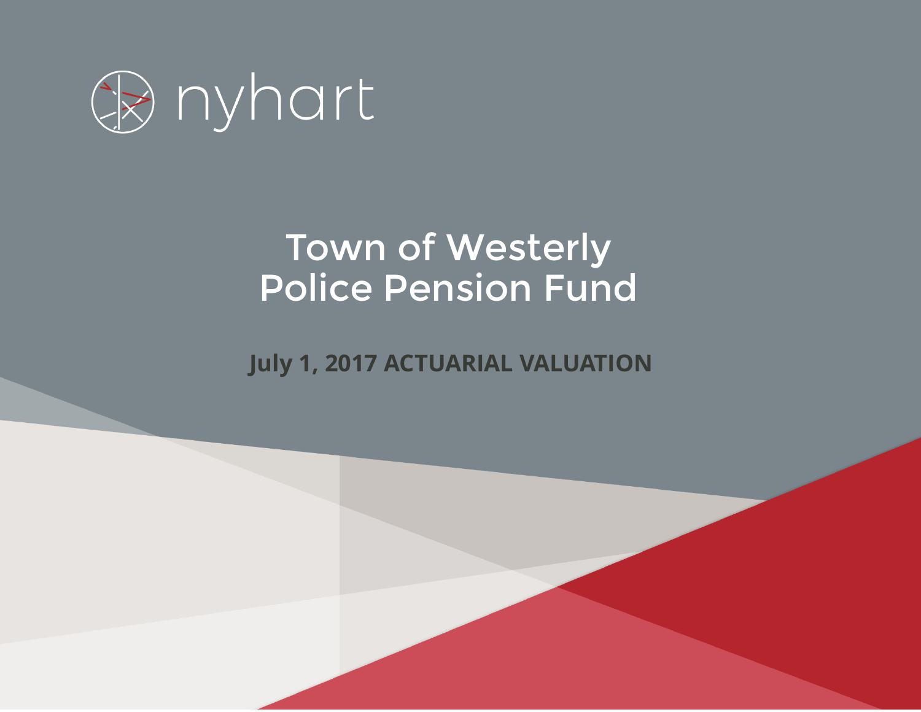nyhart

# Town of Westerly Police Pension Fund

**July 1, 2017 ACTUARIAL VALUATION**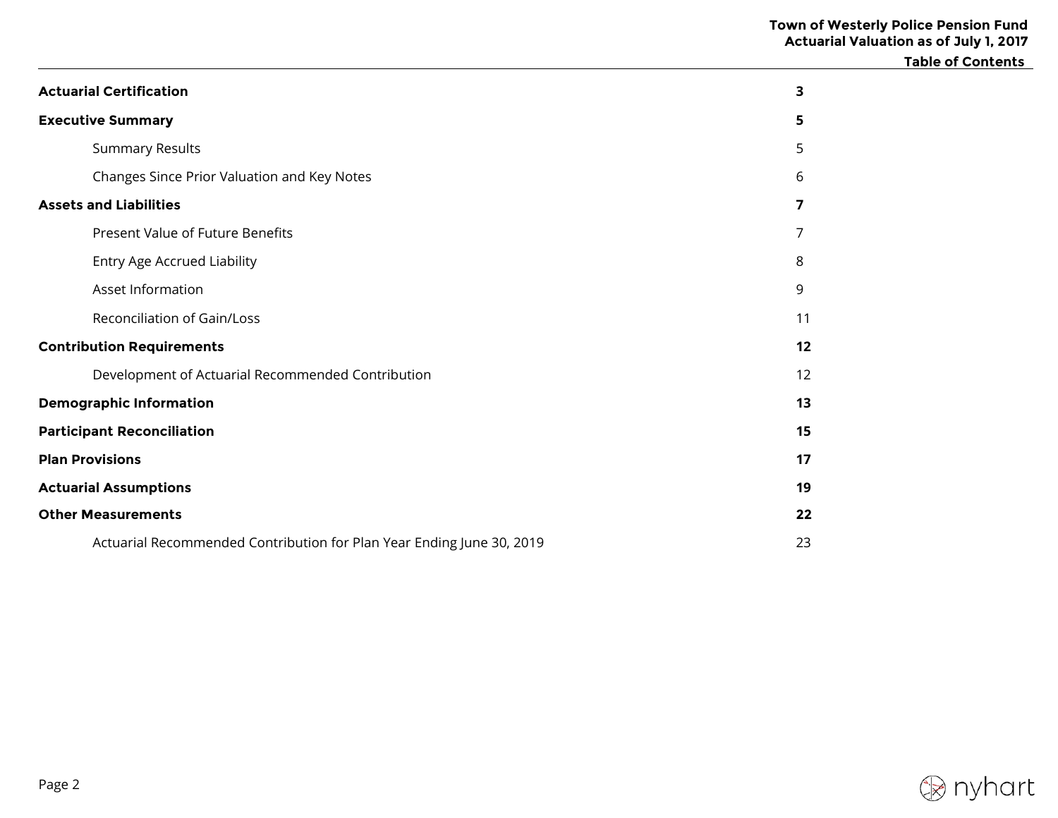## Table of Contents

| | |
|---|---|
| **Actuarial Certification** | **3** |
| **Executive Summary** | **5** |
| Summary Results | 5 |
| Changes Since Prior Valuation and Key Notes | 6 |
| **Assets and Liabilities** | **7** |
| Present Value of Future Benefits | 7 |
| Entry Age Accrued Liability | 8 |
| Asset Information | 9 |
| Reconciliation of Gain/Loss | 11 |
| **Contribution Requirements** | **12** |
| Development of Actuarial Recommended Contribution | 12 |
| **Demographic Information** | **13** |
| **Participant Reconciliation** | **15** |
| **Plan Provisions** | **17** |
| **Actuarial Assumptions** | **19** |
| **Other Measurements** | **22** |
| Actuarial Recommended Contribution for Plan Year Ending June 30, 2019 | 23 |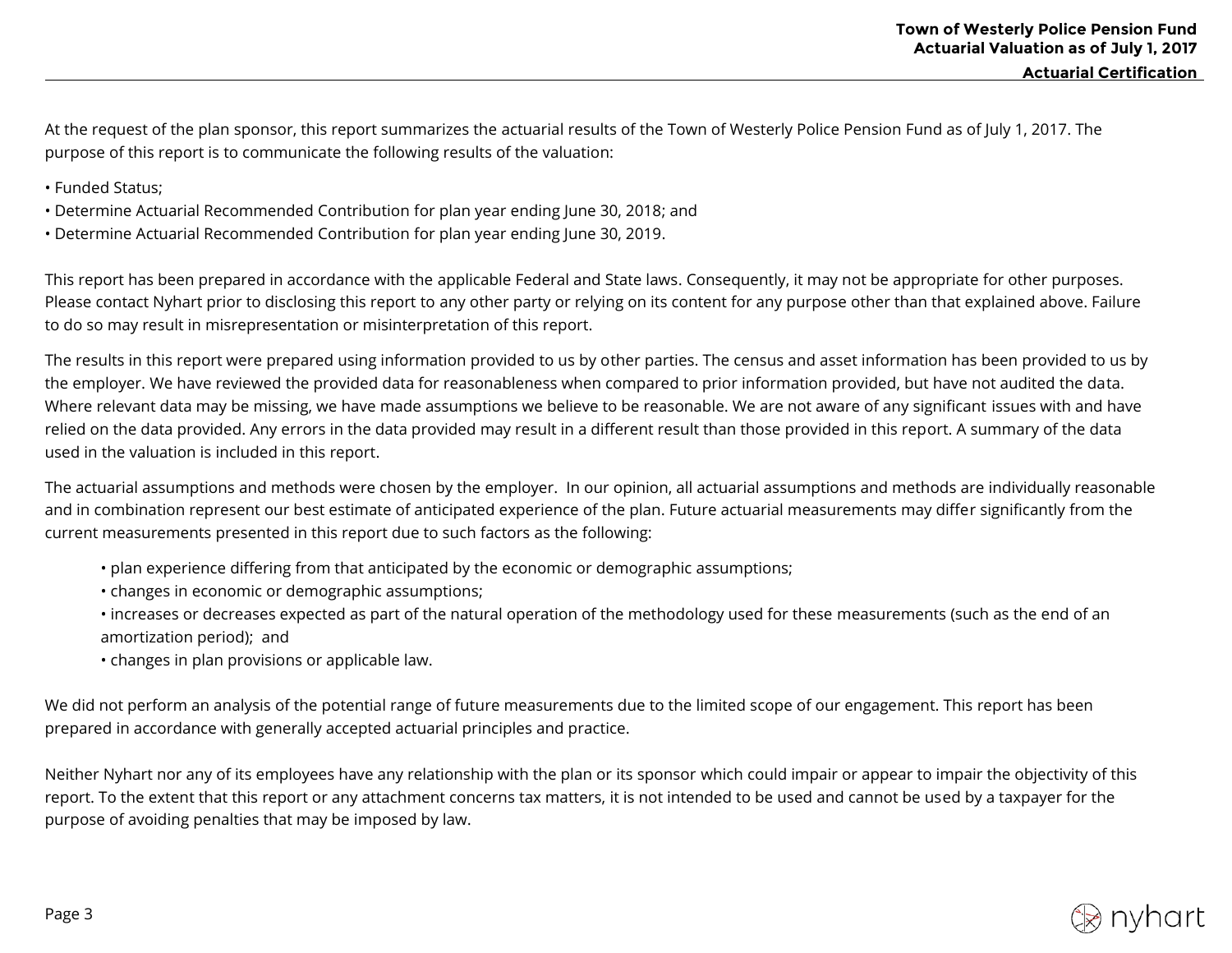## Actuarial Certification

At the request of the plan sponsor, this report summarizes the actuarial results of the Town of Westerly Police Pension Fund as of July 1, 2017. The purpose of this report is to communicate the following results of the valuation:

- Funded Status;
- Determine Actuarial Recommended Contribution for plan year ending June 30, 2018; and
- Determine Actuarial Recommended Contribution for plan year ending June 30, 2019.

This report has been prepared in accordance with the applicable Federal and State laws. Consequently, it may not be appropriate for other purposes. Please contact Nyhart prior to disclosing this report to any other party or relying on its content for any purpose other than that explained above. Failure to do so may result in misrepresentation or misinterpretation of this report.

The results in this report were prepared using information provided to us by other parties. The census and asset information has been provided to us by the employer. We have reviewed the provided data for reasonableness when compared to prior information provided, but have not audited the data. Where relevant data may be missing, we have made assumptions we believe to be reasonable. We are not aware of any significant issues with and have relied on the data provided. Any errors in the data provided may result in a different result than those provided in this report. A summary of the data used in the valuation is included in this report.

The actuarial assumptions and methods were chosen by the employer. In our opinion, all actuarial assumptions and methods are individually reasonable and in combination represent our best estimate of anticipated experience of the plan. Future actuarial measurements may differ significantly from the current measurements presented in this report due to such factors as the following:

- plan experience differing from that anticipated by the economic or demographic assumptions;
- changes in economic or demographic assumptions;
- increases or decreases expected as part of the natural operation of the methodology used for these measurements (such as the end of an amortization period); and
- changes in plan provisions or applicable law.

We did not perform an analysis of the potential range of future measurements due to the limited scope of our engagement. This report has been prepared in accordance with generally accepted actuarial principles and practice.

Neither Nyhart nor any of its employees have any relationship with the plan or its sponsor which could impair or appear to impair the objectivity of this report. To the extent that this report or any attachment concerns tax matters, it is not intended to be used and cannot be used by a taxpayer for the purpose of avoiding penalties that may be imposed by law.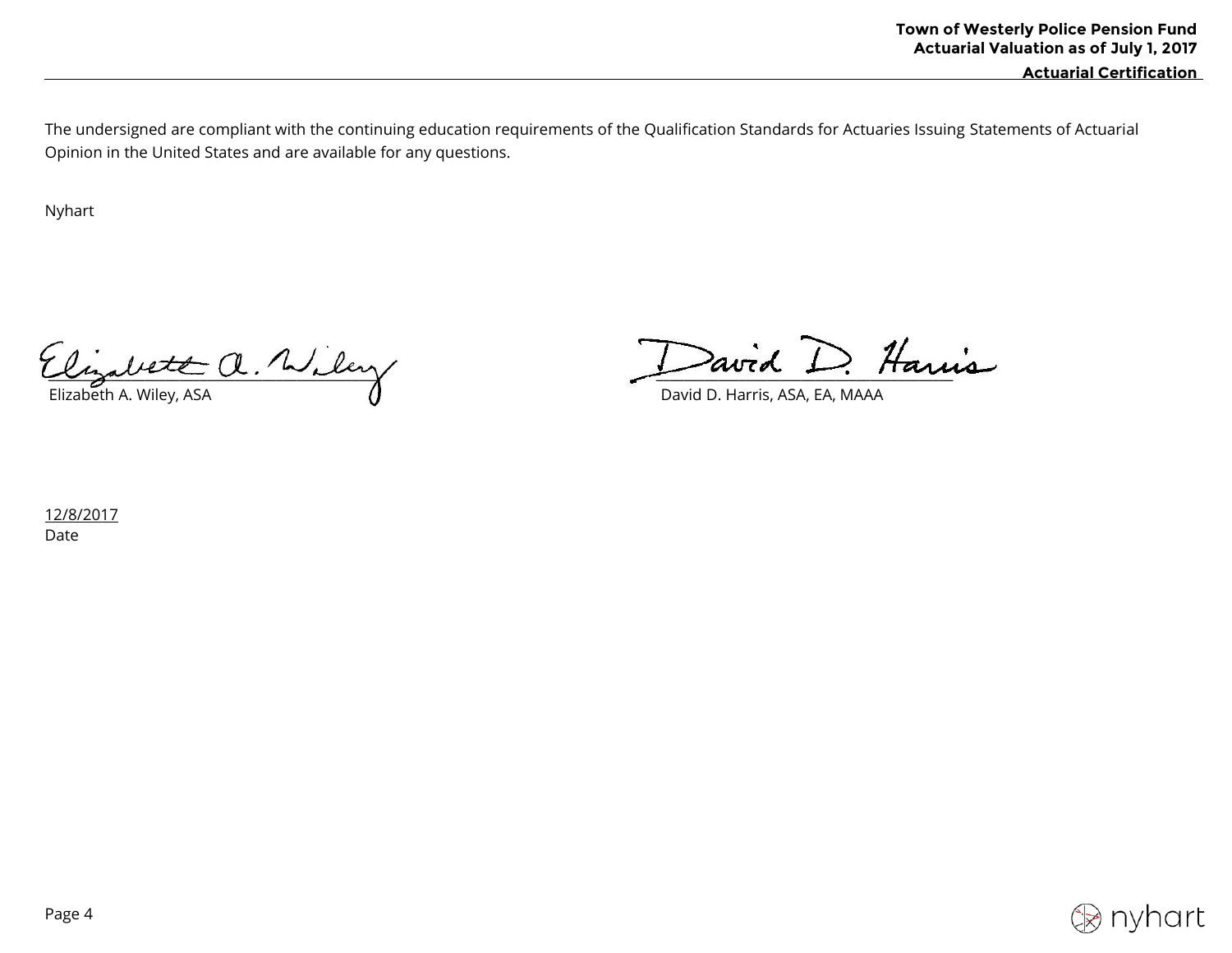The undersigned are compliant with the continuing education requirements of the Qualification Standards for Actuaries Issuing Statements of Actuarial Opinion in the United States and are available for any questions.

Nyhart

Elizabeth A. Wiley, ASA

David D. Harris, ASA, EA, MAAA

12/8/2017
Date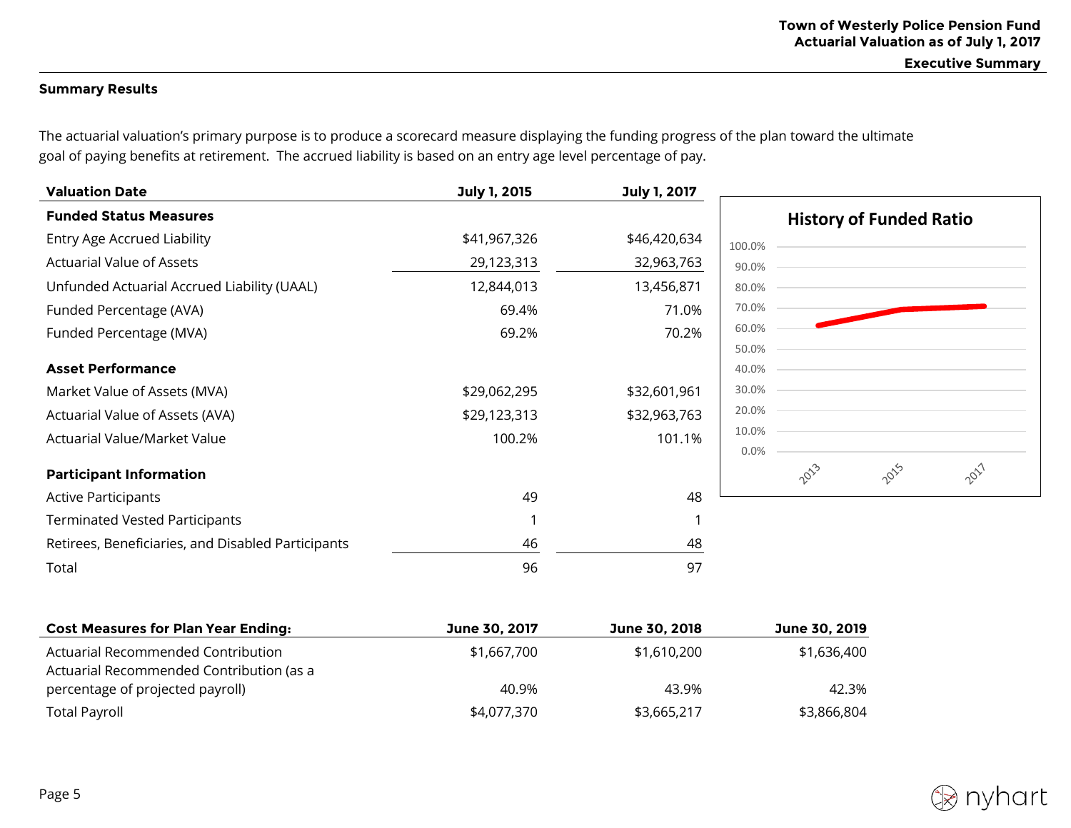## Summary Results

The actuarial valuation's primary purpose is to produce a scorecard measure displaying the funding progress of the plan toward the ultimate goal of paying benefits at retirement. The accrued liability is based on an entry age level percentage of pay.

| Valuation Date | July 1, 2015 | July 1, 2017 |
|---|---|---|
| **Funded Status Measures** | | |
| Entry Age Accrued Liability | $41,967,326 | $46,420,634 |
| Actuarial Value of Assets | 29,123,313 | 32,963,763 |
| Unfunded Actuarial Accrued Liability (UAAL) | 12,844,013 | 13,456,871 |
| Funded Percentage (AVA) | 69.4% | 71.0% |
| Funded Percentage (MVA) | 69.2% | 70.2% |
| **Asset Performance** | | |
| Market Value of Assets (MVA) | $29,062,295 | $32,601,961 |
| Actuarial Value of Assets (AVA) | $29,123,313 | $32,963,763 |
| Actuarial Value/Market Value | 100.2% | 101.1% |
| **Participant Information** | | |
| Active Participants | 49 | 48 |
| Terminated Vested Participants | 1 | 1 |
| Retirees, Beneficiaries, and Disabled Participants | 46 | 48 |
| Total | 96 | 97 |

**History of Funded Ratio**

| Cost Measures for Plan Year Ending: | June 30, 2017 | June 30, 2018 | June 30, 2019 |
|---|---|---|---|
| Actuarial Recommended Contribution | $1,667,700 | $1,610,200 | $1,636,400 |
| Actuarial Recommended Contribution (as a percentage of projected payroll) | 40.9% | 43.9% | 42.3% |
| Total Payroll | $4,077,370 | $3,665,217 | $3,866,804 |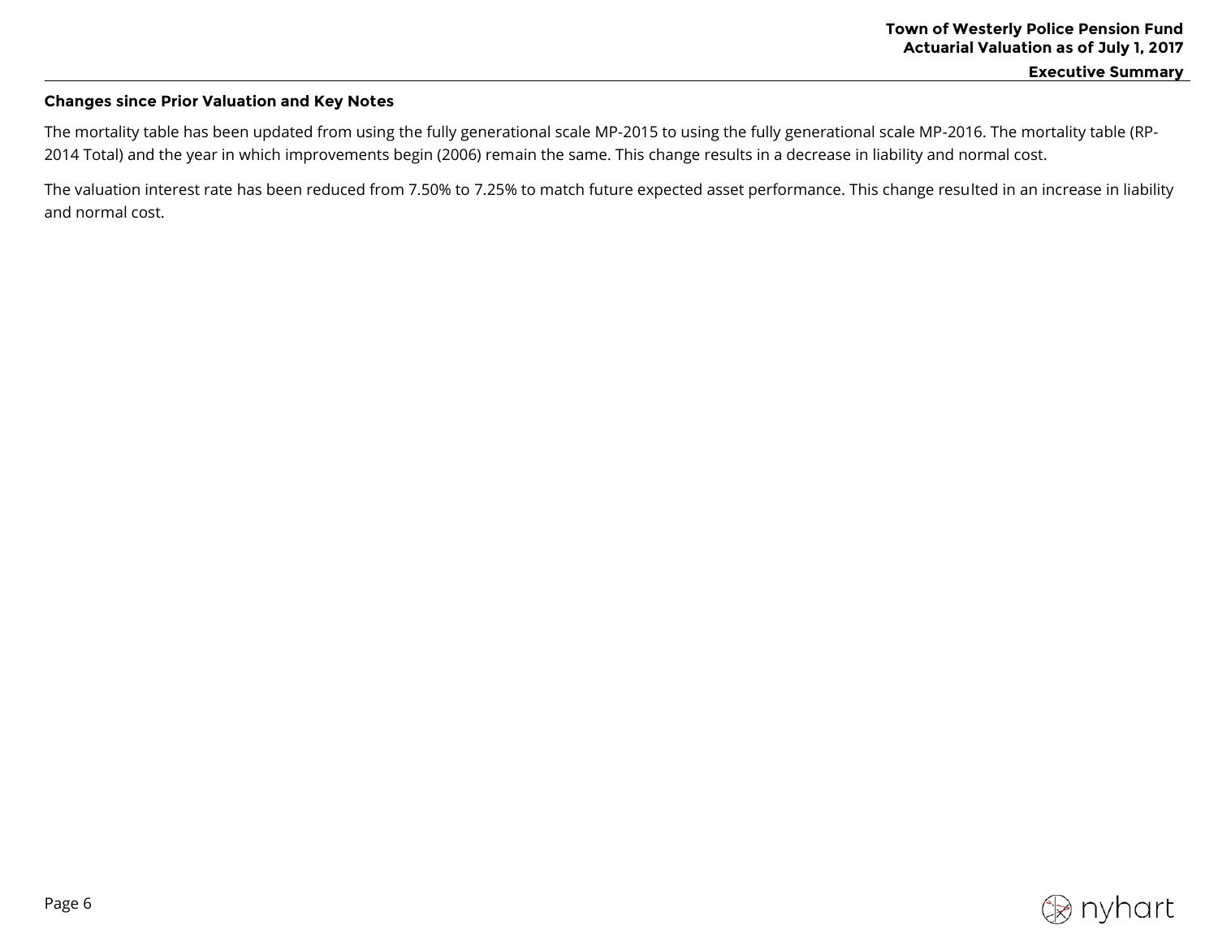### Changes since Prior Valuation and Key Notes

The mortality table has been updated from using the fully generational scale MP-2015 to using the fully generational scale MP-2016. The mortality table (RP-2014 Total) and the year in which improvements begin (2006) remain the same. This change results in a decrease in liability and normal cost.

The valuation interest rate has been reduced from 7.50% to 7.25% to match future expected asset performance. This change resulted in an increase in liability and normal cost.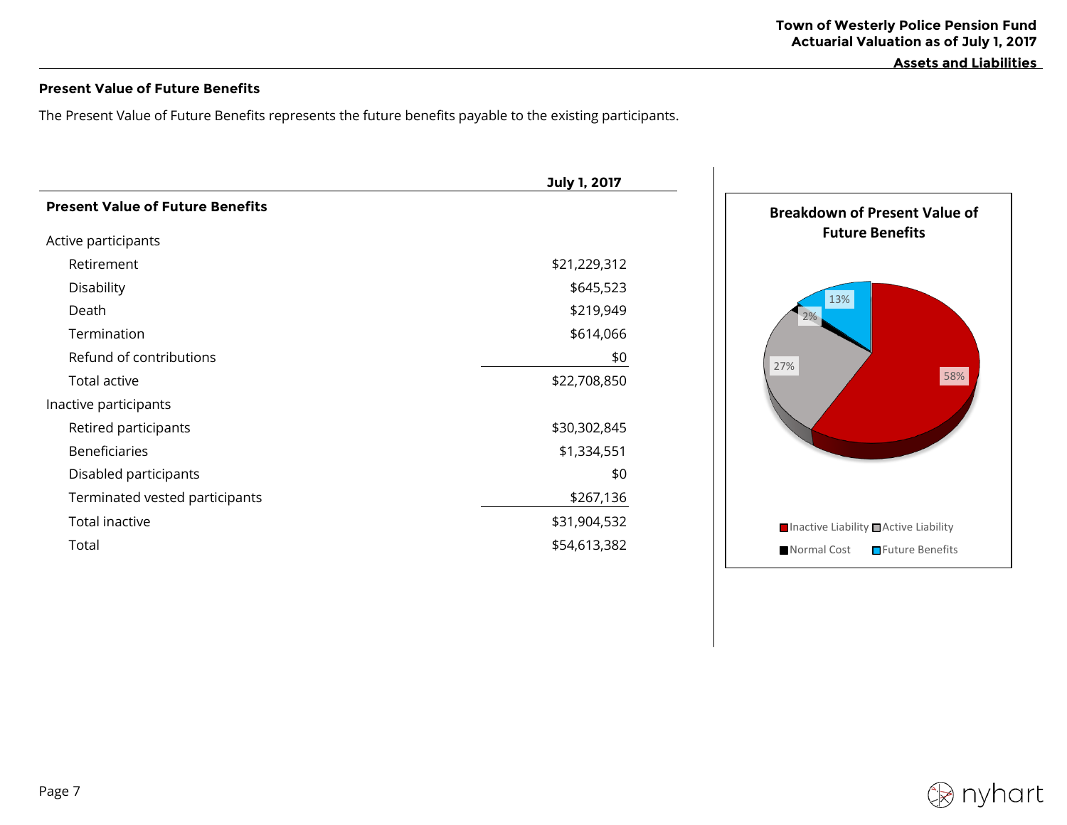## Present Value of Future Benefits

The Present Value of Future Benefits represents the future benefits payable to the existing participants.

| | July 1, 2017 |
|---|---|
| **Present Value of Future Benefits** | |
| Active participants | |
| Retirement | $21,229,312 |
| Disability | $645,523 |
| Death | $219,949 |
| Termination | $614,066 |
| Refund of contributions | $0 |
| Total active | $22,708,850 |
| Inactive participants | |
| Retired participants | $30,302,845 |
| Beneficiaries | $1,334,551 |
| Disabled participants | $0 |
| Terminated vested participants | $267,136 |
| Total inactive | $31,904,532 |
| Total | $54,613,382 |

**Breakdown of Present Value of Future Benefits**

| Component | Percentage |
|---|---|
| Inactive Liability | 58% |
| Active Liability | 27% |
| Normal Cost | 2% |
| Future Benefits | 13% |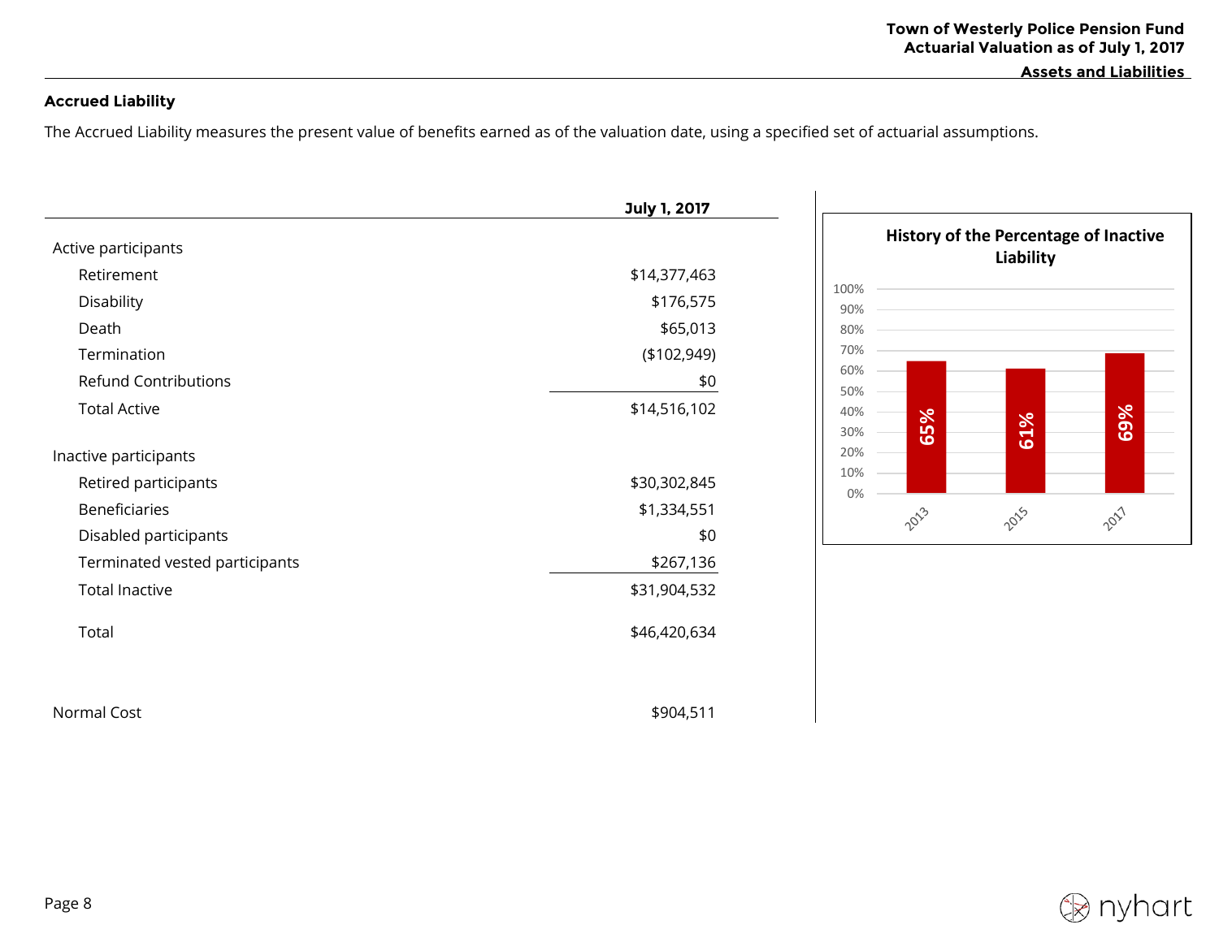## Accrued Liability

The Accrued Liability measures the present value of benefits earned as of the valuation date, using a specified set of actuarial assumptions.

| | July 1, 2017 |
|---|---|
| **Active participants** | |
| Retirement | $14,377,463 |
| Disability | $176,575 |
| Death | $65,013 |
| Termination | ($102,949) |
| Refund Contributions | $0 |
| Total Active | $14,516,102 |
| **Inactive participants** | |
| Retired participants | $30,302,845 |
| Beneficiaries | $1,334,551 |
| Disabled participants | $0 |
| Terminated vested participants | $267,136 |
| Total Inactive | $31,904,532 |
| Total | $46,420,634 |
| Normal Cost | $904,511 |

**History of the Percentage of Inactive Liability**

| Year | Percentage |
|---|---|
| 2013 | 65% |
| 2015 | 61% |
| 2017 | 69% |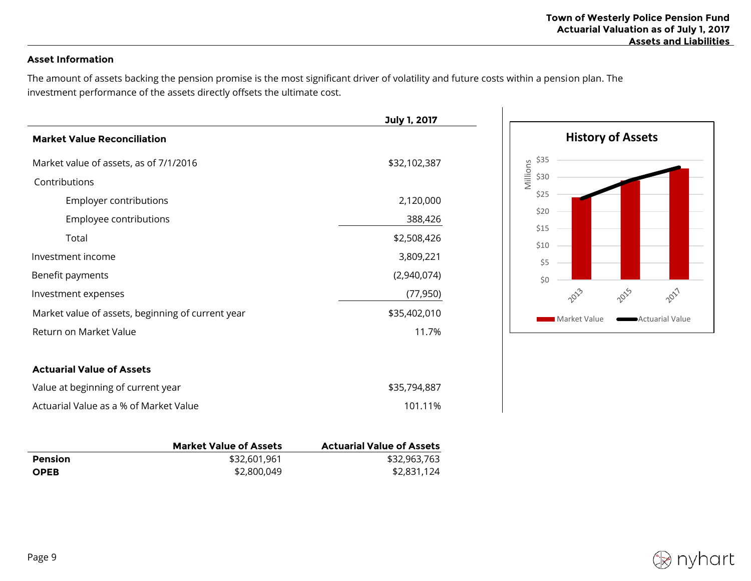## Asset Information

The amount of assets backing the pension promise is the most significant driver of volatility and future costs within a pension plan. The investment performance of the assets directly offsets the ultimate cost.

| | July 1, 2017 |
|---|---|
| **Market Value Reconciliation** | |
| Market value of assets, as of 7/1/2016 | $32,102,387 |
| Contributions | |
| Employer contributions | 2,120,000 |
| Employee contributions | 388,426 |
| Total | $2,508,426 |
| Investment income | 3,809,221 |
| Benefit payments | (2,940,074) |
| Investment expenses | (77,950) |
| Market value of assets, beginning of current year | $35,402,010 |
| Return on Market Value | 11.7% |
| | |
| **Actuarial Value of Assets** | |
| Value at beginning of current year | $35,794,887 |
| Actuarial Value as a % of Market Value | 101.11% |

**History of Assets**

| | Market Value of Assets | Actuarial Value of Assets |
|---|---|---|
| **Pension** | $32,601,961 | $32,963,763 |
| **OPEB** | $2,800,049 | $2,831,124 |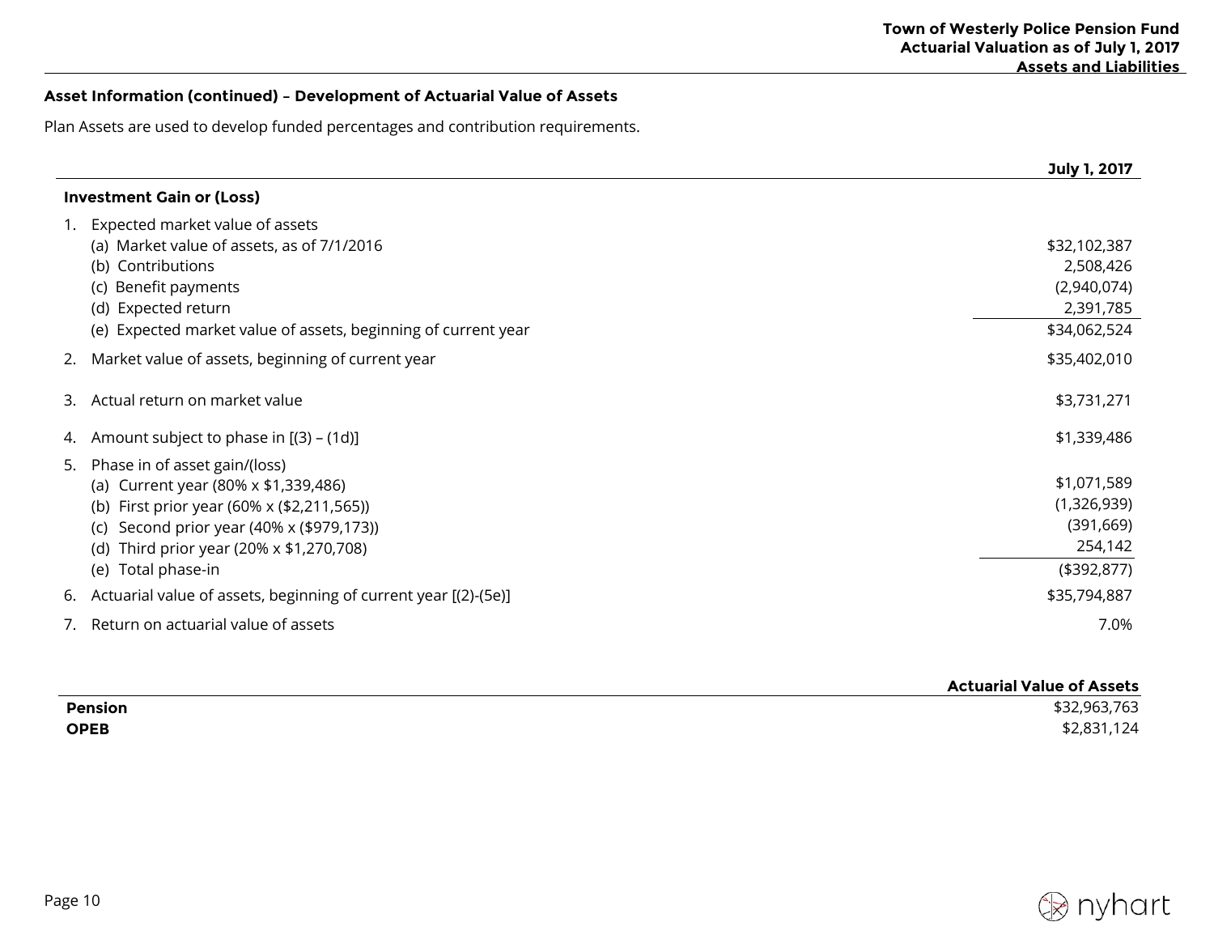### Asset Information (continued) – Development of Actuarial Value of Assets

Plan Assets are used to develop funded percentages and contribution requirements.

| | July 1, 2017 |
|---|---|
| **Investment Gain or (Loss)** | |
| 1. Expected market value of assets | |
| (a) Market value of assets, as of 7/1/2016 | $32,102,387 |
| (b) Contributions | 2,508,426 |
| (c) Benefit payments | (2,940,074) |
| (d) Expected return | 2,391,785 |
| (e) Expected market value of assets, beginning of current year | $34,062,524 |
| 2. Market value of assets, beginning of current year | $35,402,010 |
| 3. Actual return on market value | $3,731,271 |
| 4. Amount subject to phase in [(3) – (1d)] | $1,339,486 |
| 5. Phase in of asset gain/(loss) | |
| (a) Current year (80% x $1,339,486) | $1,071,589 |
| (b) First prior year (60% x ($2,211,565)) | (1,326,939) |
| (c) Second prior year (40% x ($979,173)) | (391,669) |
| (d) Third prior year (20% x $1,270,708) | 254,142 |
| (e) Total phase-in | ($392,877) |
| 6. Actuarial value of assets, beginning of current year [(2)-(5e)] | $35,794,887 |
| 7. Return on actuarial value of assets | 7.0% |

| | Actuarial Value of Assets |
|---|---|
| **Pension** | $32,963,763 |
| **OPEB** | $2,831,124 |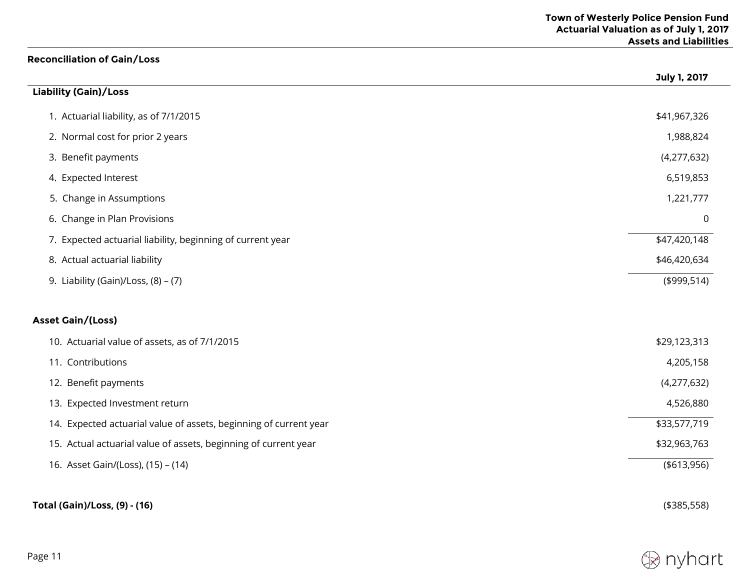## Reconciliation of Gain/Loss

| | July 1, 2017 |
|---|---|
| **Liability (Gain)/Loss** | |
| 1. Actuarial liability, as of 7/1/2015 | $41,967,326 |
| 2. Normal cost for prior 2 years | 1,988,824 |
| 3. Benefit payments | (4,277,632) |
| 4. Expected Interest | 6,519,853 |
| 5. Change in Assumptions | 1,221,777 |
| 6. Change in Plan Provisions | 0 |
| 7. Expected actuarial liability, beginning of current year | $47,420,148 |
| 8. Actual actuarial liability | $46,420,634 |
| 9. Liability (Gain)/Loss, (8) – (7) | ($999,514) |
| **Asset Gain/(Loss)** | |
| 10. Actuarial value of assets, as of 7/1/2015 | $29,123,313 |
| 11. Contributions | 4,205,158 |
| 12. Benefit payments | (4,277,632) |
| 13. Expected Investment return | 4,526,880 |
| 14. Expected actuarial value of assets, beginning of current year | $33,577,719 |
| 15. Actual actuarial value of assets, beginning of current year | $32,963,763 |
| 16. Asset Gain/(Loss), (15) – (14) | ($613,956) |
| **Total (Gain)/Loss, (9) - (16)** | ($385,558) |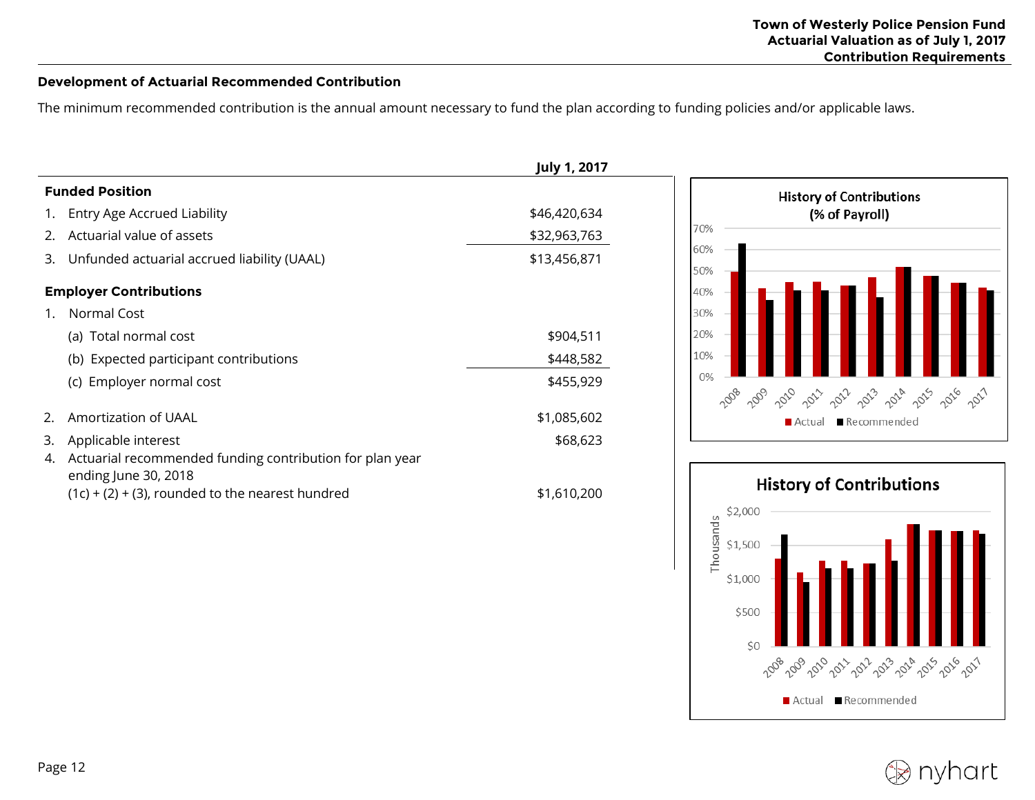## Development of Actuarial Recommended Contribution

The minimum recommended contribution is the annual amount necessary to fund the plan according to funding policies and/or applicable laws.

| | July 1, 2017 |
|---|---|
| **Funded Position** | |
| 1. Entry Age Accrued Liability | $46,420,634 |
| 2. Actuarial value of assets | $32,963,763 |
| 3. Unfunded actuarial accrued liability (UAAL) | $13,456,871 |
| **Employer Contributions** | |
| 1. Normal Cost | |
| (a) Total normal cost | $904,511 |
| (b) Expected participant contributions | $448,582 |
| (c) Employer normal cost | $455,929 |
| 2. Amortization of UAAL | $1,085,602 |
| 3. Applicable interest | $68,623 |
| 4. Actuarial recommended funding contribution for plan year ending June 30, 2018 (1c) + (2) + (3), rounded to the nearest hundred | $1,610,200 |

**History of Contributions (% of Payroll)**

Years: 2008–2017; Legend: Actual, Recommended

**History of Contributions**

Thousands; Years: 2008–2017; Legend: Actual, Recommended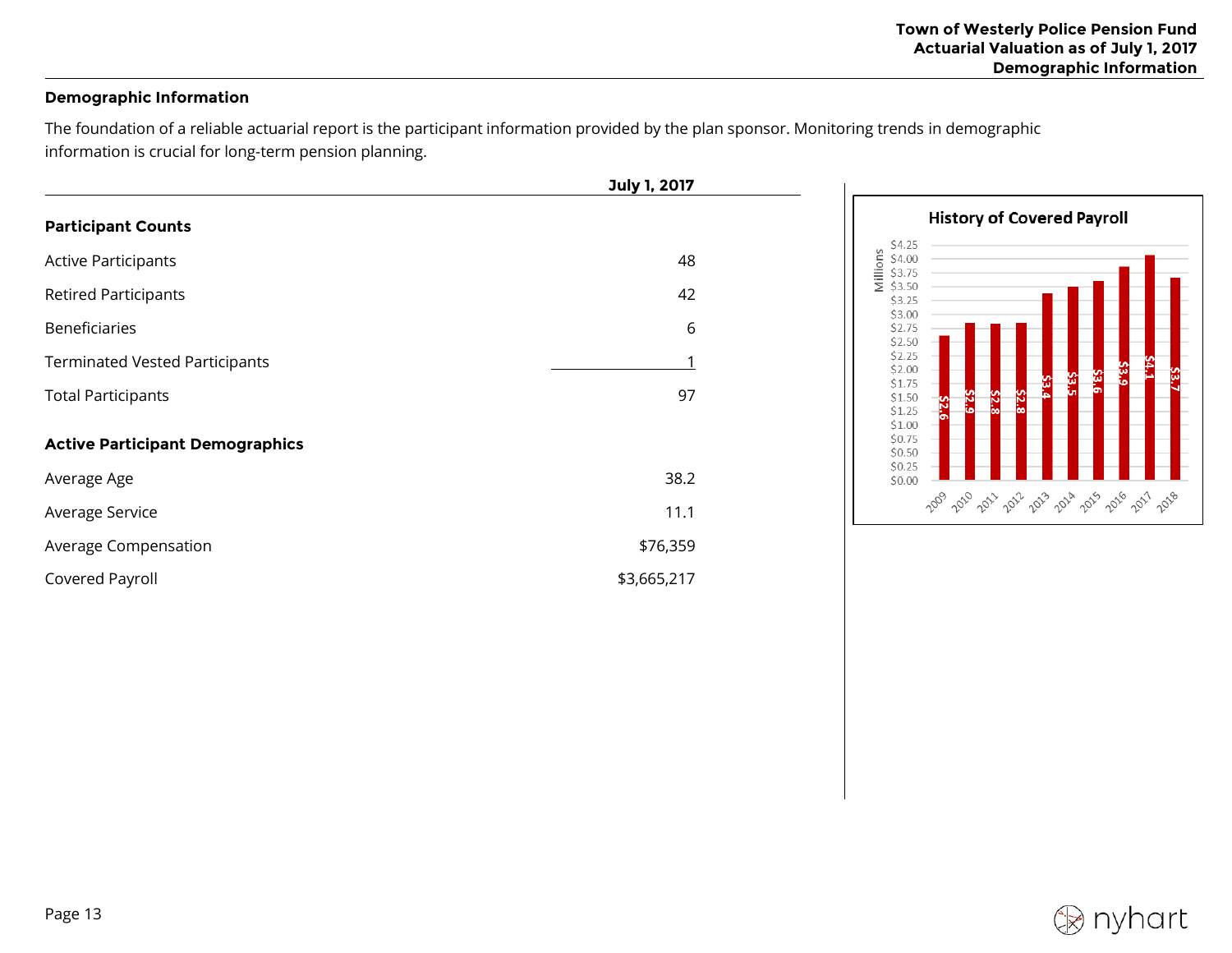## Demographic Information

The foundation of a reliable actuarial report is the participant information provided by the plan sponsor. Monitoring trends in demographic information is crucial for long-term pension planning.

| | July 1, 2017 |
|---|---|
| **Participant Counts** | |
| Active Participants | 48 |
| Retired Participants | 42 |
| Beneficiaries | 6 |
| Terminated Vested Participants | 1 |
| Total Participants | 97 |
| **Active Participant Demographics** | |
| Average Age | 38.2 |
| Average Service | 11.1 |
| Average Compensation | $76,359 |
| Covered Payroll | $3,665,217 |

**History of Covered Payroll** (Millions)

| Year | Covered Payroll |
|---|---|
| 2009 | $2.6 |
| 2010 | $2.9 |
| 2011 | $2.8 |
| 2012 | $2.8 |
| 2013 | $3.4 |
| 2014 | $3.5 |
| 2015 | $3.6 |
| 2016 | $3.9 |
| 2017 | $4.1 |
| 2018 | $3.7 |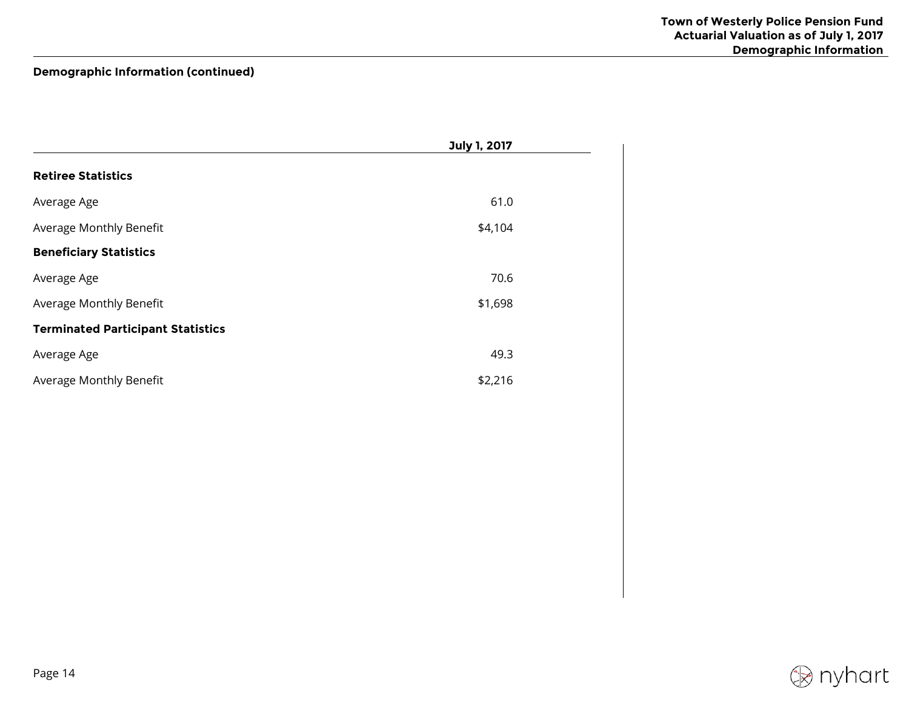**Demographic Information (continued)**

| | July 1, 2017 |
|---|---|
| **Retiree Statistics** | |
| Average Age | 61.0 |
| Average Monthly Benefit | $4,104 |
| **Beneficiary Statistics** | |
| Average Age | 70.6 |
| Average Monthly Benefit | $1,698 |
| **Terminated Participant Statistics** | |
| Average Age | 49.3 |
| Average Monthly Benefit | $2,216 |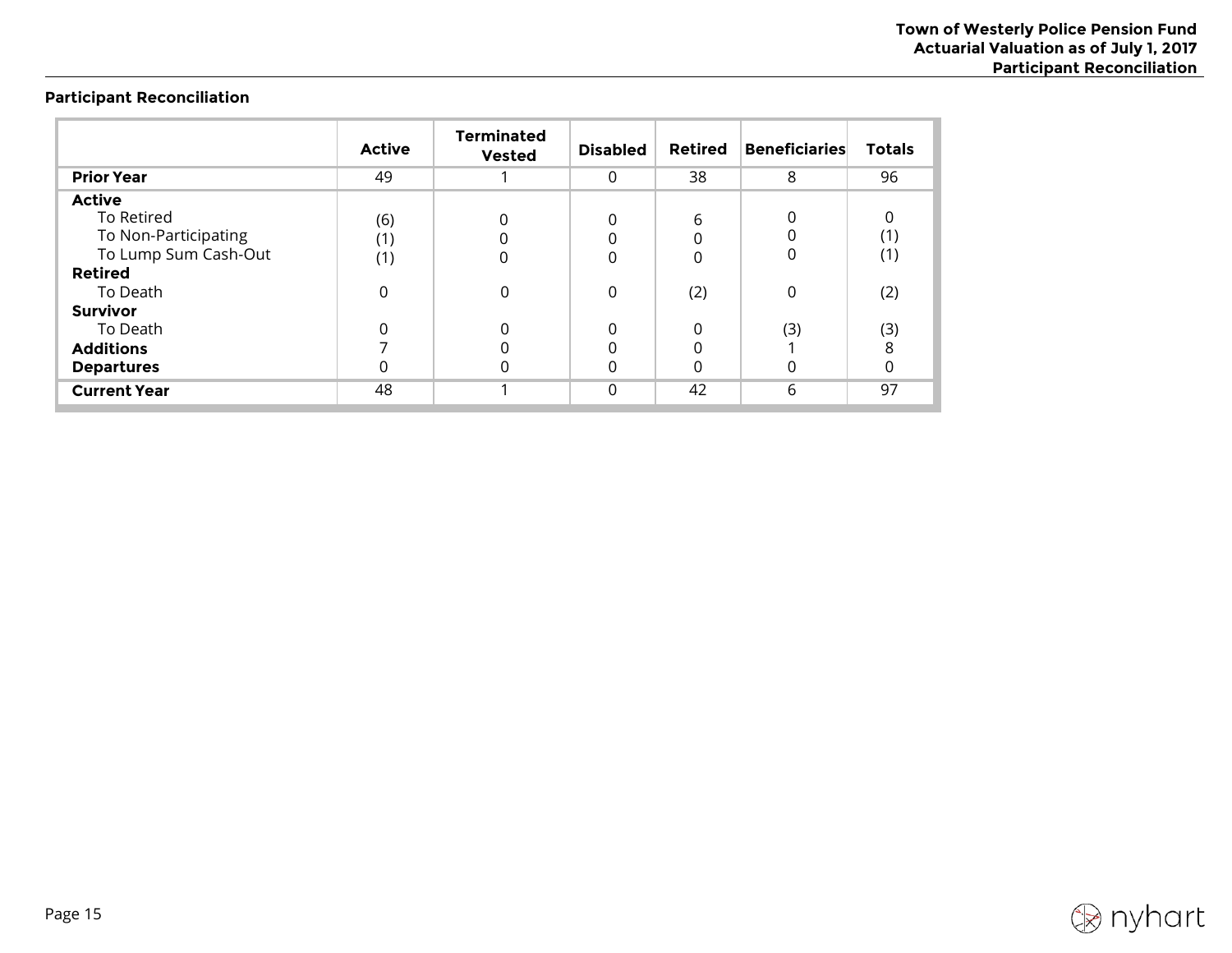## Participant Reconciliation

| | Active | Terminated Vested | Disabled | Retired | Beneficiaries | Totals |
|---|---|---|---|---|---|---|
| **Prior Year** | 49 | 1 | 0 | 38 | 8 | 96 |
| **Active** | | | | | | |
| To Retired | (6) | 0 | 0 | 6 | 0 | 0 |
| To Non-Participating | (1) | 0 | 0 | 0 | 0 | (1) |
| To Lump Sum Cash-Out | (1) | 0 | 0 | 0 | 0 | (1) |
| **Retired** | | | | | | |
| To Death | 0 | 0 | 0 | (2) | 0 | (2) |
| **Survivor** | | | | | | |
| To Death | 0 | 0 | 0 | 0 | (3) | (3) |
| **Additions** | 7 | 0 | 0 | 0 | 1 | 8 |
| **Departures** | 0 | 0 | 0 | 0 | 0 | 0 |
| **Current Year** | 48 | 1 | 0 | 42 | 6 | 97 |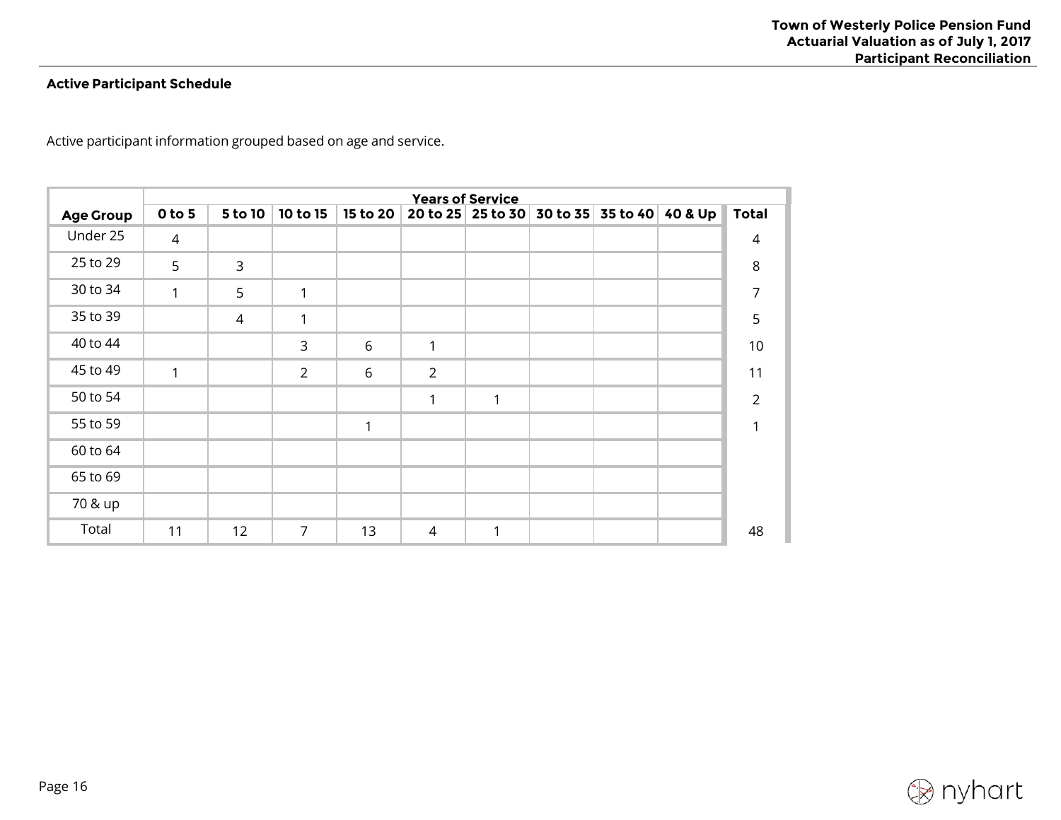**Active Participant Schedule**

Active participant information grouped based on age and service.

| Age Group | Years of Service | | | | | | | | | Total |
|---|---|---|---|---|---|---|---|---|---|---|
| | 0 to 5 | 5 to 10 | 10 to 15 | 15 to 20 | 20 to 25 | 25 to 30 | 30 to 35 | 35 to 40 | 40 & Up | |
| Under 25 | 4 | | | | | | | | | 4 |
| 25 to 29 | 5 | 3 | | | | | | | | 8 |
| 30 to 34 | 1 | 5 | 1 | | | | | | | 7 |
| 35 to 39 | | 4 | 1 | | | | | | | 5 |
| 40 to 44 | | | 3 | 6 | 1 | | | | | 10 |
| 45 to 49 | 1 | | 2 | 6 | 2 | | | | | 11 |
| 50 to 54 | | | | | 1 | 1 | | | | 2 |
| 55 to 59 | | | | 1 | | | | | | 1 |
| 60 to 64 | | | | | | | | | | |
| 65 to 69 | | | | | | | | | | |
| 70 & up | | | | | | | | | | |
| Total | 11 | 12 | 7 | 13 | 4 | 1 | | | | 48 |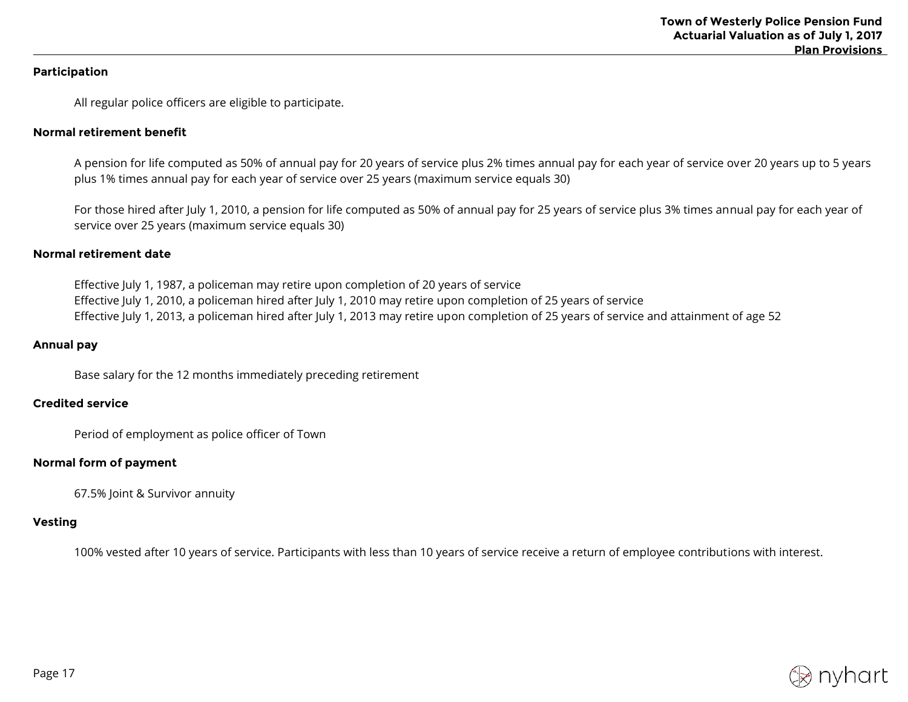## Participation

All regular police officers are eligible to participate.

## Normal retirement benefit

A pension for life computed as 50% of annual pay for 20 years of service plus 2% times annual pay for each year of service over 20 years up to 5 years plus 1% times annual pay for each year of service over 25 years (maximum service equals 30)

For those hired after July 1, 2010, a pension for life computed as 50% of annual pay for 25 years of service plus 3% times annual pay for each year of service over 25 years (maximum service equals 30)

## Normal retirement date

Effective July 1, 1987, a policeman may retire upon completion of 20 years of service
Effective July 1, 2010, a policeman hired after July 1, 2010 may retire upon completion of 25 years of service
Effective July 1, 2013, a policeman hired after July 1, 2013 may retire upon completion of 25 years of service and attainment of age 52

## Annual pay

Base salary for the 12 months immediately preceding retirement

## Credited service

Period of employment as police officer of Town

## Normal form of payment

67.5% Joint & Survivor annuity

## Vesting

100% vested after 10 years of service. Participants with less than 10 years of service receive a return of employee contributions with interest.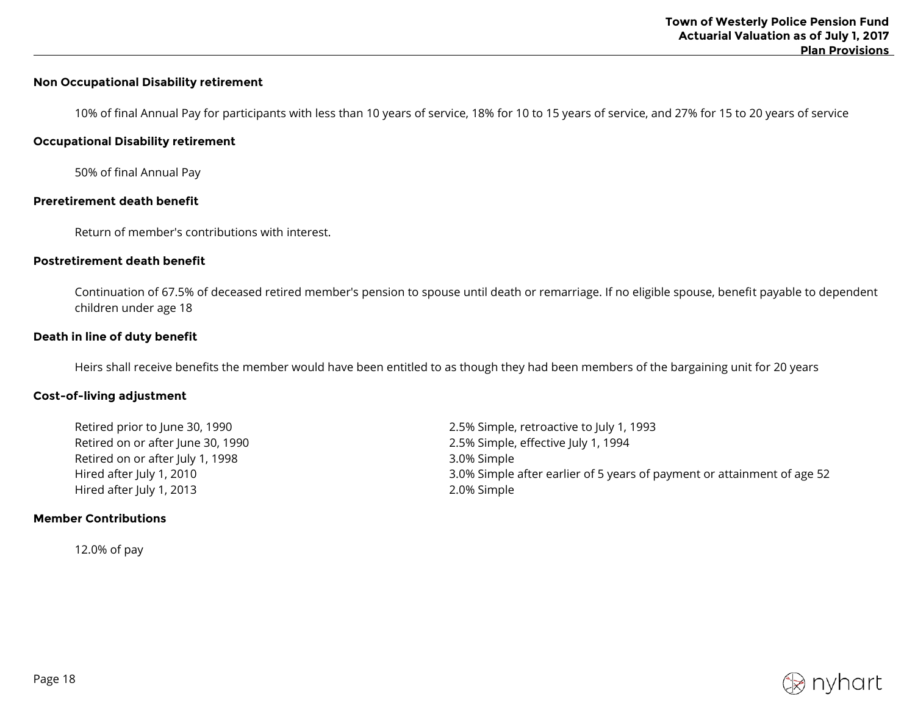**Non Occupational Disability retirement**

10% of final Annual Pay for participants with less than 10 years of service, 18% for 10 to 15 years of service, and 27% for 15 to 20 years of service

**Occupational Disability retirement**

50% of final Annual Pay

**Preretirement death benefit**

Return of member's contributions with interest.

**Postretirement death benefit**

Continuation of 67.5% of deceased retired member's pension to spouse until death or remarriage. If no eligible spouse, benefit payable to dependent children under age 18

**Death in line of duty benefit**

Heirs shall receive benefits the member would have been entitled to as though they had been members of the bargaining unit for 20 years

**Cost-of-living adjustment**

| | |
|---|---|
| Retired prior to June 30, 1990 | 2.5% Simple, retroactive to July 1, 1993 |
| Retired on or after June 30, 1990 | 2.5% Simple, effective July 1, 1994 |
| Retired on or after July 1, 1998 | 3.0% Simple |
| Hired after July 1, 2010 | 3.0% Simple after earlier of 5 years of payment or attainment of age 52 |
| Hired after July 1, 2013 | 2.0% Simple |

**Member Contributions**

12.0% of pay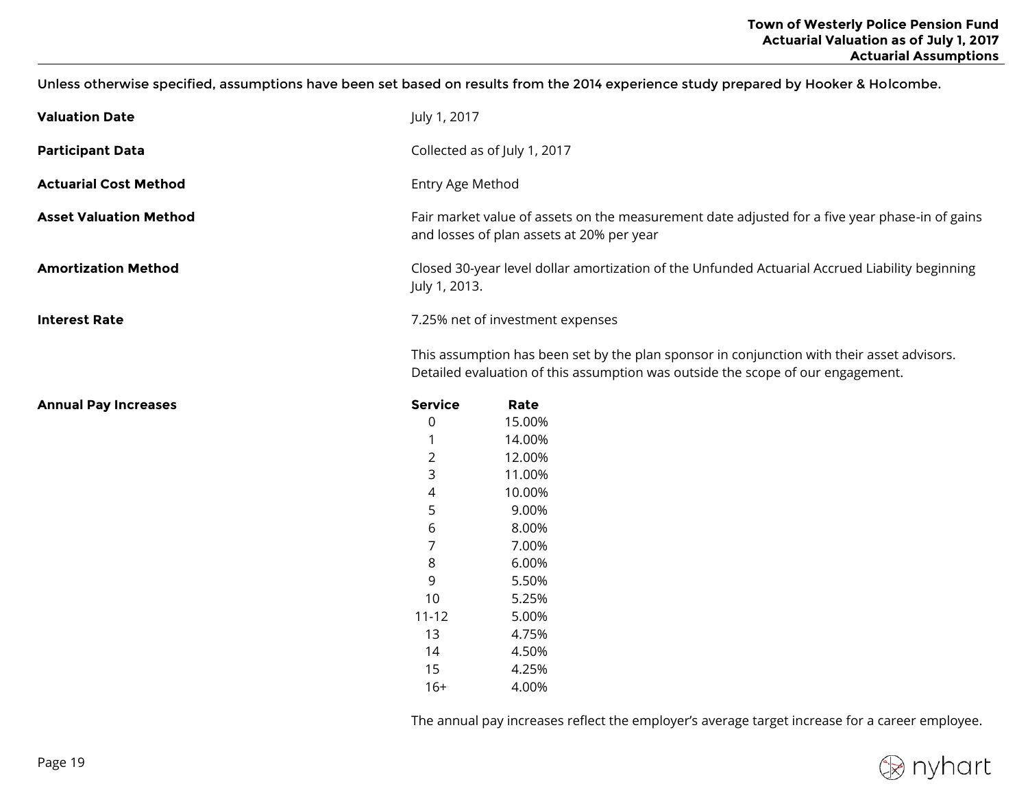Unless otherwise specified, assumptions have been set based on results from the 2014 experience study prepared by Hooker & Holcombe.

**Valuation Date**

July 1, 2017

**Participant Data**

Collected as of July 1, 2017

**Actuarial Cost Method**

Entry Age Method

**Asset Valuation Method**

Fair market value of assets on the measurement date adjusted for a five year phase-in of gains and losses of plan assets at 20% per year

**Amortization Method**

Closed 30-year level dollar amortization of the Unfunded Actuarial Accrued Liability beginning July 1, 2013.

**Interest Rate**

7.25% net of investment expenses

This assumption has been set by the plan sponsor in conjunction with their asset advisors. Detailed evaluation of this assumption was outside the scope of our engagement.

**Annual Pay Increases**

| Service | Rate |
|---|---|
| 0 | 15.00% |
| 1 | 14.00% |
| 2 | 12.00% |
| 3 | 11.00% |
| 4 | 10.00% |
| 5 | 9.00% |
| 6 | 8.00% |
| 7 | 7.00% |
| 8 | 6.00% |
| 9 | 5.50% |
| 10 | 5.25% |
| 11-12 | 5.00% |
| 13 | 4.75% |
| 14 | 4.50% |
| 15 | 4.25% |
| 16+ | 4.00% |

The annual pay increases reflect the employer's average target increase for a career employee.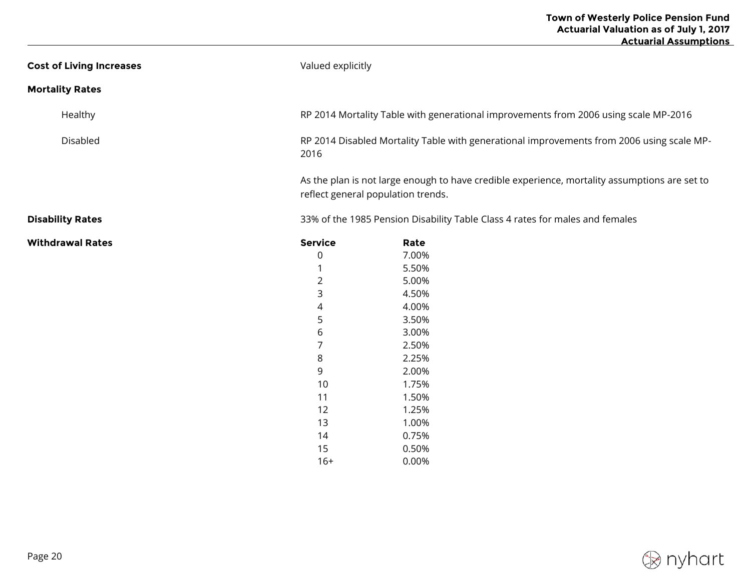**Cost of Living Increases**

Valued explicitly

**Mortality Rates**

Healthy

RP 2014 Mortality Table with generational improvements from 2006 using scale MP-2016

Disabled

RP 2014 Disabled Mortality Table with generational improvements from 2006 using scale MP-2016

As the plan is not large enough to have credible experience, mortality assumptions are set to reflect general population trends.

**Disability Rates**

33% of the 1985 Pension Disability Table Class 4 rates for males and females

**Withdrawal Rates**

| Service | Rate |
|---|---|
| 0 | 7.00% |
| 1 | 5.50% |
| 2 | 5.00% |
| 3 | 4.50% |
| 4 | 4.00% |
| 5 | 3.50% |
| 6 | 3.00% |
| 7 | 2.50% |
| 8 | 2.25% |
| 9 | 2.00% |
| 10 | 1.75% |
| 11 | 1.50% |
| 12 | 1.25% |
| 13 | 1.00% |
| 14 | 0.75% |
| 15 | 0.50% |
| 16+ | 0.00% |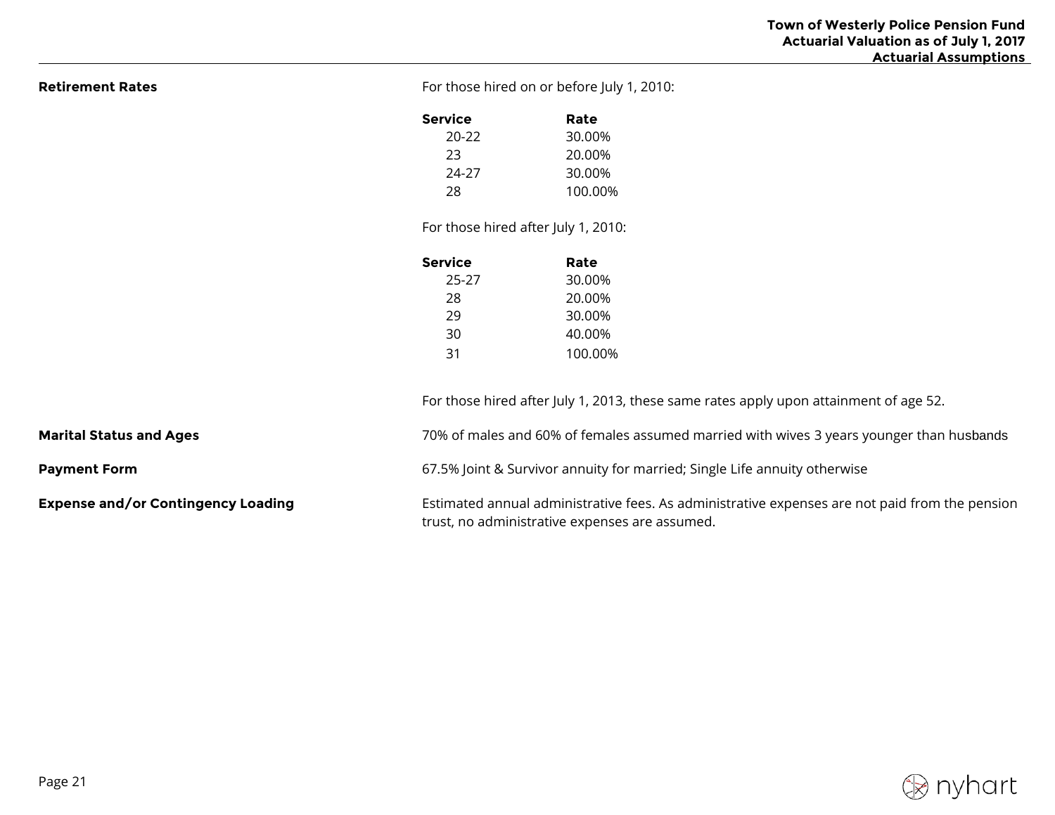**Retirement Rates**

For those hired on or before July 1, 2010:

| Service | Rate |
|---|---|
| 20-22 | 30.00% |
| 23 | 20.00% |
| 24-27 | 30.00% |
| 28 | 100.00% |

For those hired after July 1, 2010:

| Service | Rate |
|---|---|
| 25-27 | 30.00% |
| 28 | 20.00% |
| 29 | 30.00% |
| 30 | 40.00% |
| 31 | 100.00% |

For those hired after July 1, 2013, these same rates apply upon attainment of age 52.

**Marital Status and Ages**

70% of males and 60% of females assumed married with wives 3 years younger than husbands

**Payment Form**

67.5% Joint & Survivor annuity for married; Single Life annuity otherwise

**Expense and/or Contingency Loading**

Estimated annual administrative fees. As administrative expenses are not paid from the pension trust, no administrative expenses are assumed.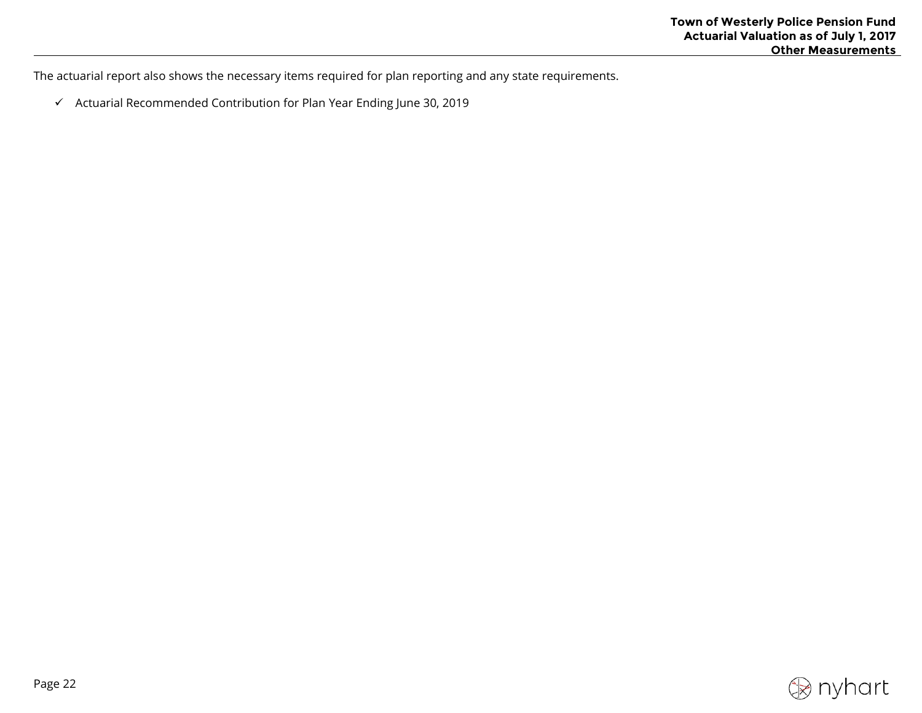The actuarial report also shows the necessary items required for plan reporting and any state requirements.

- ✓ Actuarial Recommended Contribution for Plan Year Ending June 30, 2019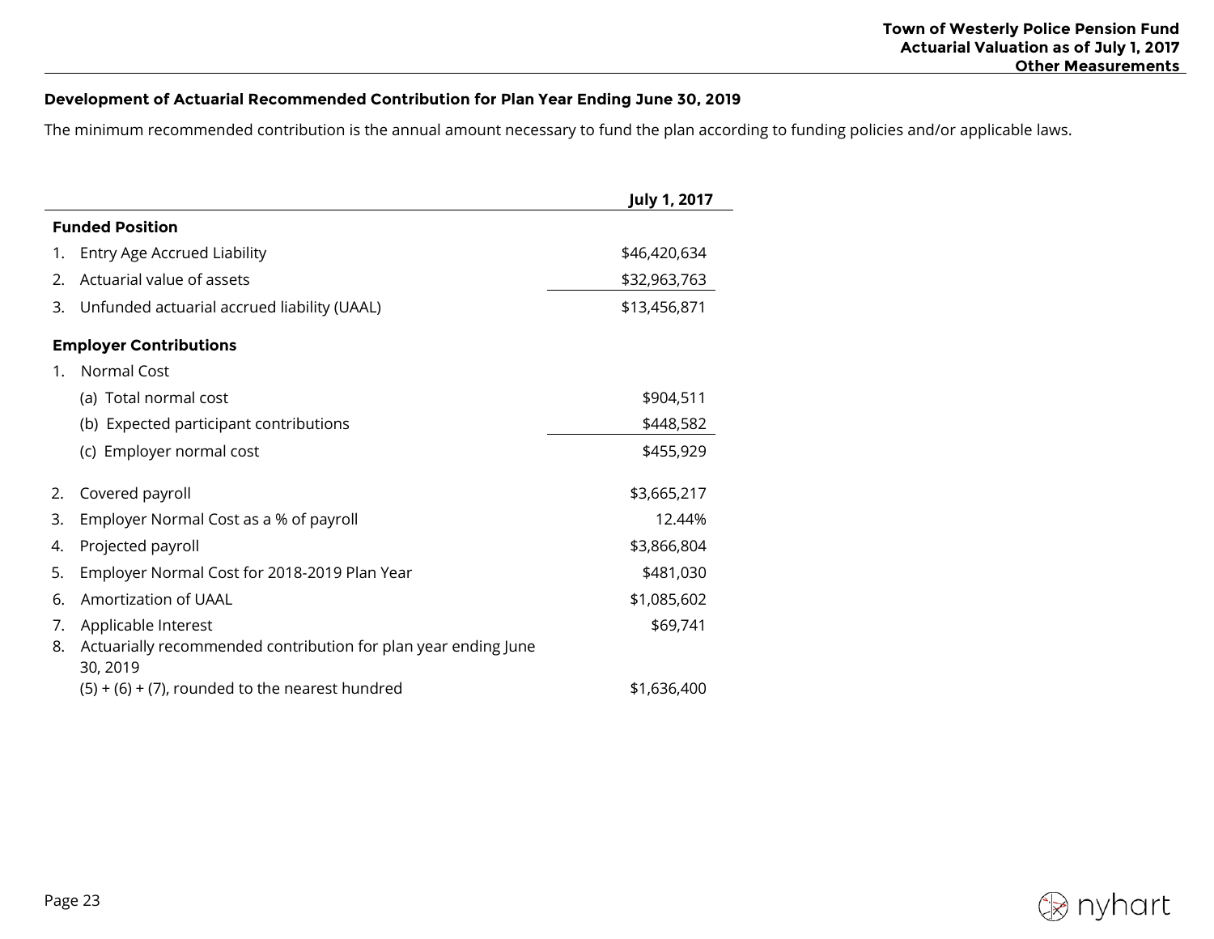## Development of Actuarial Recommended Contribution for Plan Year Ending June 30, 2019

The minimum recommended contribution is the annual amount necessary to fund the plan according to funding policies and/or applicable laws.

| | July 1, 2017 |
|---|---|
| **Funded Position** | |
| 1. Entry Age Accrued Liability | $46,420,634 |
| 2. Actuarial value of assets | $32,963,763 |
| 3. Unfunded actuarial accrued liability (UAAL) | $13,456,871 |
| **Employer Contributions** | |
| 1. Normal Cost | |
| (a) Total normal cost | $904,511 |
| (b) Expected participant contributions | $448,582 |
| (c) Employer normal cost | $455,929 |
| 2. Covered payroll | $3,665,217 |
| 3. Employer Normal Cost as a % of payroll | 12.44% |
| 4. Projected payroll | $3,866,804 |
| 5. Employer Normal Cost for 2018-2019 Plan Year | $481,030 |
| 6. Amortization of UAAL | $1,085,602 |
| 7. Applicable Interest | $69,741 |
| 8. Actuarially recommended contribution for plan year ending June 30, 2019 (5) + (6) + (7), rounded to the nearest hundred | $1,636,400 |